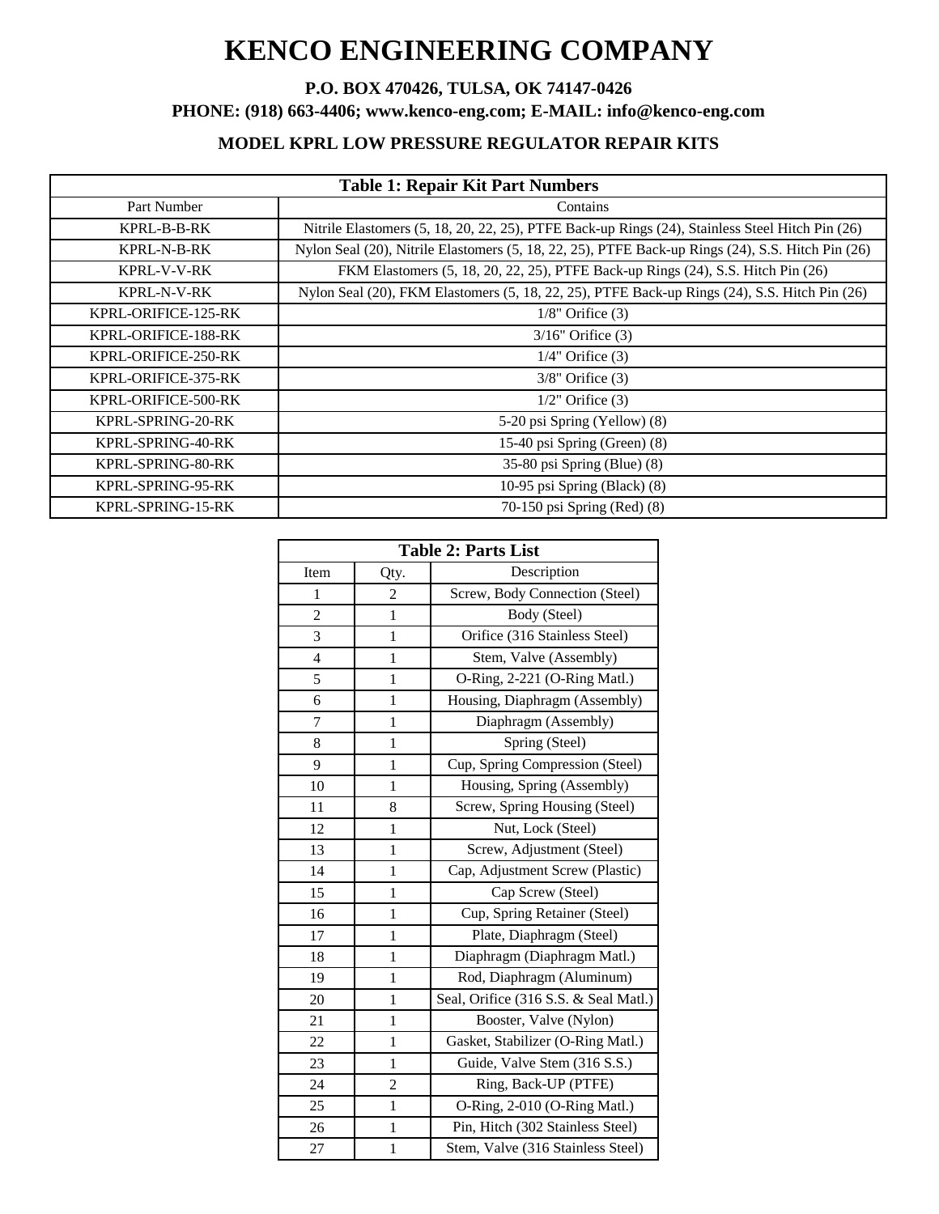# KENCO ENGINEERING COMPANY

**P.O. BOX 470426, TULSA, OK 74147-0426**

**PHONE: (918) 663-4406; www.kenco-eng.com; E-MAIL: info@kenco-eng.com**

**MODEL KPRL LOW PRESSURE REGULATOR REPAIR KITS**

| Table 1: Repair Kit Part Numbers | |
|---|---|
| Part Number | Contains |
| KPRL-B-B-RK | Nitrile Elastomers (5, 18, 20, 22, 25), PTFE Back-up Rings (24), Stainless Steel Hitch Pin (26) |
| KPRL-N-B-RK | Nylon Seal (20), Nitrile Elastomers (5, 18, 22, 25), PTFE Back-up Rings (24), S.S. Hitch Pin (26) |
| KPRL-V-V-RK | FKM Elastomers (5, 18, 20, 22, 25), PTFE Back-up Rings (24), S.S. Hitch Pin (26) |
| KPRL-N-V-RK | Nylon Seal (20), FKM Elastomers (5, 18, 22, 25), PTFE Back-up Rings (24), S.S. Hitch Pin (26) |
| KPRL-ORIFICE-125-RK | 1/8" Orifice (3) |
| KPRL-ORIFICE-188-RK | 3/16" Orifice (3) |
| KPRL-ORIFICE-250-RK | 1/4" Orifice (3) |
| KPRL-ORIFICE-375-RK | 3/8" Orifice (3) |
| KPRL-ORIFICE-500-RK | 1/2" Orifice (3) |
| KPRL-SPRING-20-RK | 5-20 psi Spring (Yellow) (8) |
| KPRL-SPRING-40-RK | 15-40 psi Spring (Green) (8) |
| KPRL-SPRING-80-RK | 35-80 psi Spring (Blue) (8) |
| KPRL-SPRING-95-RK | 10-95 psi Spring (Black) (8) |
| KPRL-SPRING-15-RK | 70-150 psi Spring (Red) (8) |

| Table 2: Parts List | | |
|---|---|---|
| Item | Qty. | Description |
| 1 | 2 | Screw, Body Connection (Steel) |
| 2 | 1 | Body (Steel) |
| 3 | 1 | Orifice (316 Stainless Steel) |
| 4 | 1 | Stem, Valve (Assembly) |
| 5 | 1 | O-Ring, 2-221 (O-Ring Matl.) |
| 6 | 1 | Housing, Diaphragm (Assembly) |
| 7 | 1 | Diaphragm (Assembly) |
| 8 | 1 | Spring (Steel) |
| 9 | 1 | Cup, Spring Compression (Steel) |
| 10 | 1 | Housing, Spring (Assembly) |
| 11 | 8 | Screw, Spring Housing (Steel) |
| 12 | 1 | Nut, Lock (Steel) |
| 13 | 1 | Screw, Adjustment (Steel) |
| 14 | 1 | Cap, Adjustment Screw (Plastic) |
| 15 | 1 | Cap Screw (Steel) |
| 16 | 1 | Cup, Spring Retainer (Steel) |
| 17 | 1 | Plate, Diaphragm (Steel) |
| 18 | 1 | Diaphragm (Diaphragm Matl.) |
| 19 | 1 | Rod, Diaphragm (Aluminum) |
| 20 | 1 | Seal, Orifice (316 S.S. & Seal Matl.) |
| 21 | 1 | Booster, Valve (Nylon) |
| 22 | 1 | Gasket, Stabilizer (O-Ring Matl.) |
| 23 | 1 | Guide, Valve Stem (316 S.S.) |
| 24 | 2 | Ring, Back-UP (PTFE) |
| 25 | 1 | O-Ring, 2-010 (O-Ring Matl.) |
| 26 | 1 | Pin, Hitch (302 Stainless Steel) |
| 27 | 1 | Stem, Valve (316 Stainless Steel) |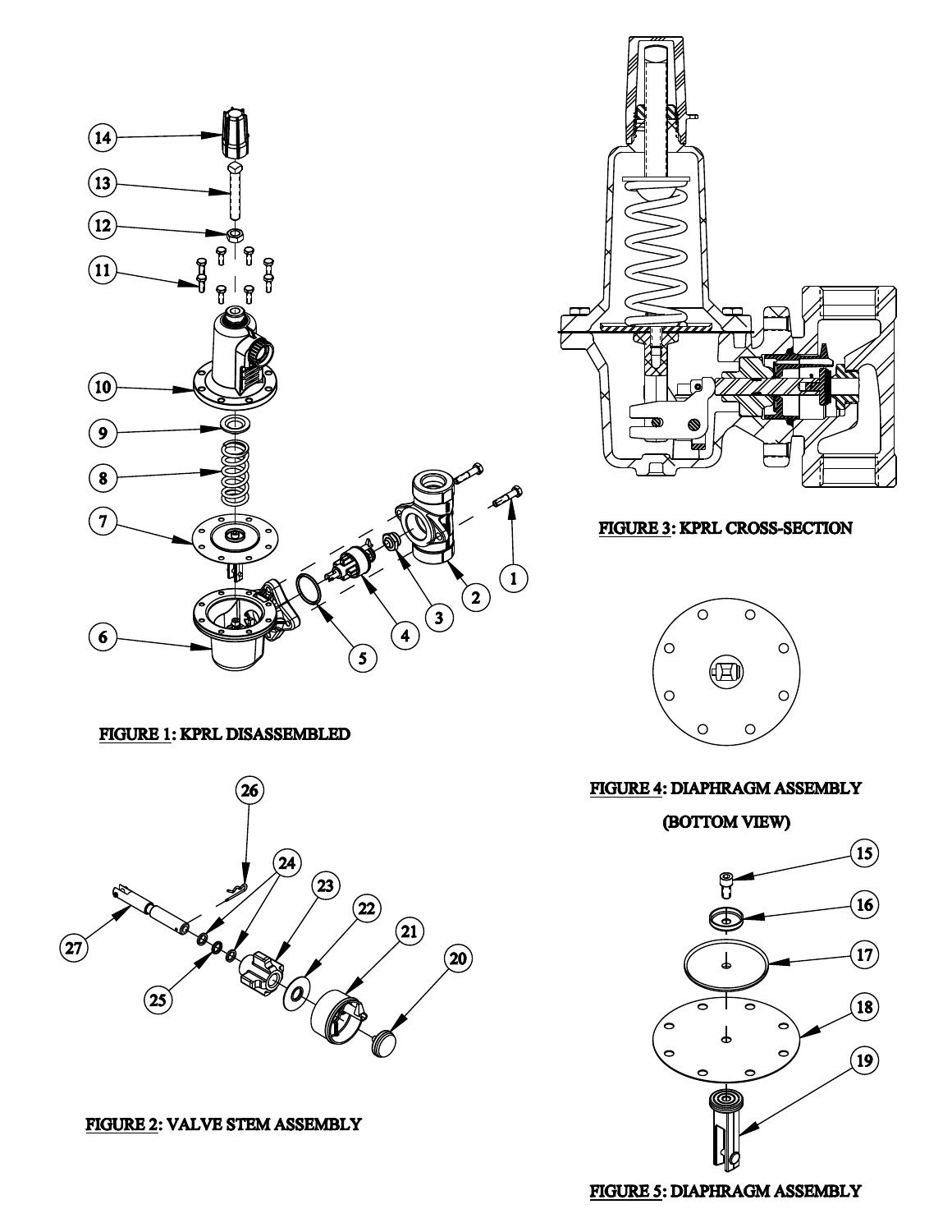14

13

12

11

10

9

8

7

6

5

4

3

2

1

FIGURE 1: KPRL DISASSEMBLED

26

24

23

22

21

20

27

25

FIGURE 2: VALVE STEM ASSEMBLY

FIGURE 3: KPRL CROSS-SECTION

FIGURE 4: DIAPHRAGM ASSEMBLY

(BOTTOM VIEW)

15

16

17

18

19

FIGURE 5: DIAPHRAGM ASSEMBLY